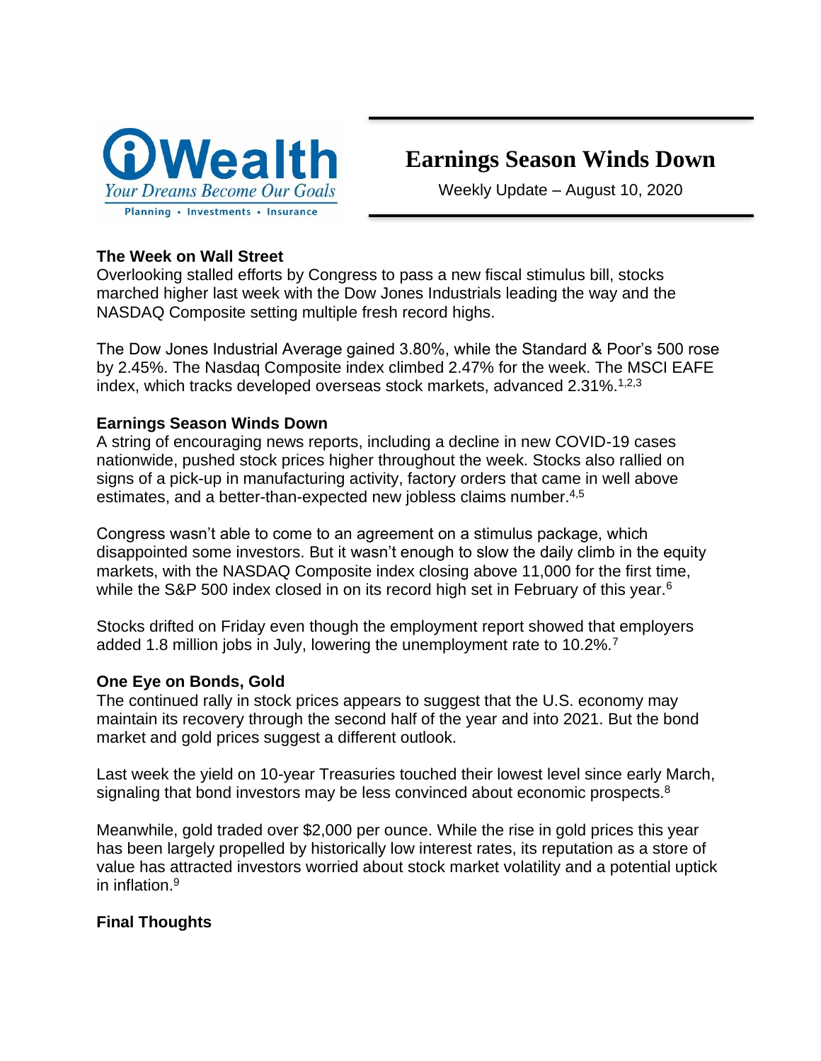iWealth

*Your Dreams Become Our Goals*

Planning • Investments • Insurance

# Earnings Season Winds Down

Weekly Update – August 10, 2020

**The Week on Wall Street**

Overlooking stalled efforts by Congress to pass a new fiscal stimulus bill, stocks marched higher last week with the Dow Jones Industrials leading the way and the NASDAQ Composite setting multiple fresh record highs.

The Dow Jones Industrial Average gained 3.80%, while the Standard & Poor's 500 rose by 2.45%. The Nasdaq Composite index climbed 2.47% for the week. The MSCI EAFE index, which tracks developed overseas stock markets, advanced 2.31%.[1,2,3]

**Earnings Season Winds Down**

A string of encouraging news reports, including a decline in new COVID-19 cases nationwide, pushed stock prices higher throughout the week. Stocks also rallied on signs of a pick-up in manufacturing activity, factory orders that came in well above estimates, and a better-than-expected new jobless claims number.[4,5]

Congress wasn't able to come to an agreement on a stimulus package, which disappointed some investors. But it wasn't enough to slow the daily climb in the equity markets, with the NASDAQ Composite index closing above 11,000 for the first time, while the S&P 500 index closed in on its record high set in February of this year.[6]

Stocks drifted on Friday even though the employment report showed that employers added 1.8 million jobs in July, lowering the unemployment rate to 10.2%.[7]

**One Eye on Bonds, Gold**

The continued rally in stock prices appears to suggest that the U.S. economy may maintain its recovery through the second half of the year and into 2021. But the bond market and gold prices suggest a different outlook.

Last week the yield on 10-year Treasuries touched their lowest level since early March, signaling that bond investors may be less convinced about economic prospects.[8]

Meanwhile, gold traded over $2,000 per ounce. While the rise in gold prices this year has been largely propelled by historically low interest rates, its reputation as a store of value has attracted investors worried about stock market volatility and a potential uptick in inflation.[9]

**Final Thoughts**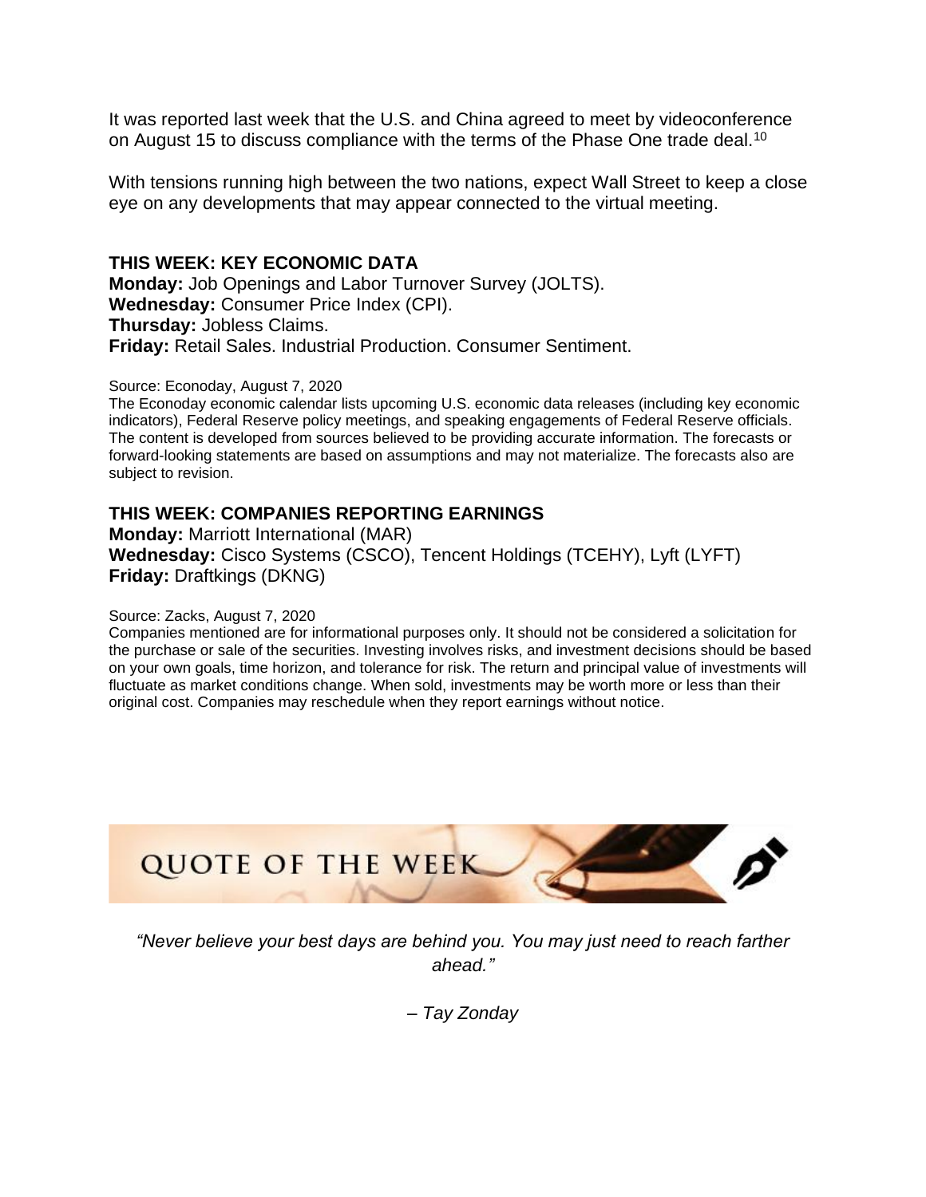It was reported last week that the U.S. and China agreed to meet by videoconference on August 15 to discuss compliance with the terms of the Phase One trade deal.[10]

With tensions running high between the two nations, expect Wall Street to keep a close eye on any developments that may appear connected to the virtual meeting.

### THIS WEEK: KEY ECONOMIC DATA

**Monday:** Job Openings and Labor Turnover Survey (JOLTS).
**Wednesday:** Consumer Price Index (CPI).
**Thursday:** Jobless Claims.
**Friday:** Retail Sales. Industrial Production. Consumer Sentiment.

Source: Econoday, August 7, 2020
The Econoday economic calendar lists upcoming U.S. economic data releases (including key economic indicators), Federal Reserve policy meetings, and speaking engagements of Federal Reserve officials. The content is developed from sources believed to be providing accurate information. The forecasts or forward-looking statements are based on assumptions and may not materialize. The forecasts also are subject to revision.

### THIS WEEK: COMPANIES REPORTING EARNINGS

**Monday:** Marriott International (MAR)
**Wednesday:** Cisco Systems (CSCO), Tencent Holdings (TCEHY), Lyft (LYFT)
**Friday:** Draftkings (DKNG)

Source: Zacks, August 7, 2020
Companies mentioned are for informational purposes only. It should not be considered a solicitation for the purchase or sale of the securities. Investing involves risks, and investment decisions should be based on your own goals, time horizon, and tolerance for risk. The return and principal value of investments will fluctuate as market conditions change. When sold, investments may be worth more or less than their original cost. Companies may reschedule when they report earnings without notice.

## QUOTE OF THE WEEK

*"Never believe your best days are behind you. You may just need to reach farther ahead."*

*– Tay Zonday*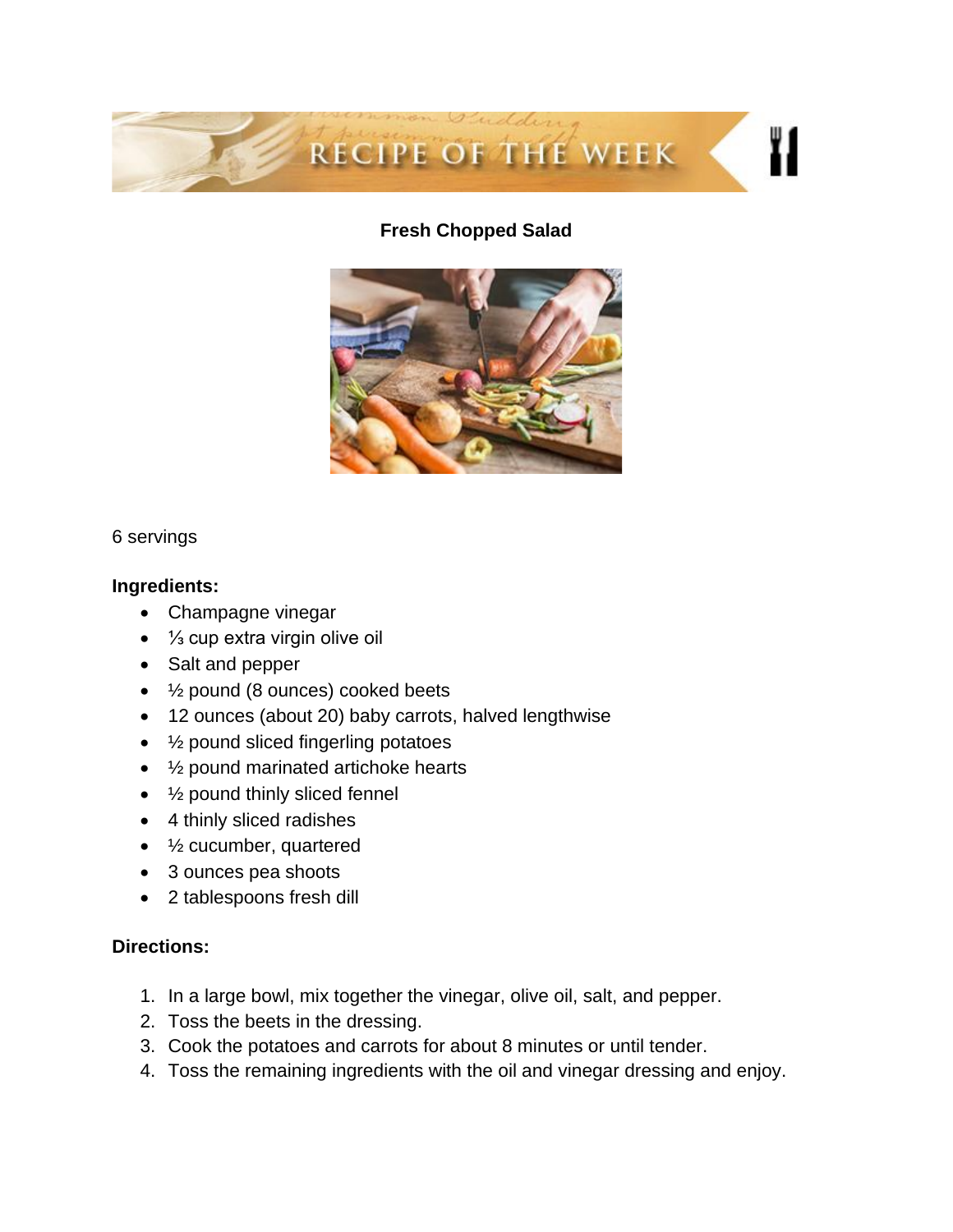# Fresh Chopped Salad

6 servings

**Ingredients:**

- Champagne vinegar
- ⅓ cup extra virgin olive oil
- Salt and pepper
- ½ pound (8 ounces) cooked beets
- 12 ounces (about 20) baby carrots, halved lengthwise
- ½ pound sliced fingerling potatoes
- ½ pound marinated artichoke hearts
- ½ pound thinly sliced fennel
- 4 thinly sliced radishes
- ½ cucumber, quartered
- 3 ounces pea shoots
- 2 tablespoons fresh dill

**Directions:**

1. In a large bowl, mix together the vinegar, olive oil, salt, and pepper.
2. Toss the beets in the dressing.
3. Cook the potatoes and carrots for about 8 minutes or until tender.
4. Toss the remaining ingredients with the oil and vinegar dressing and enjoy.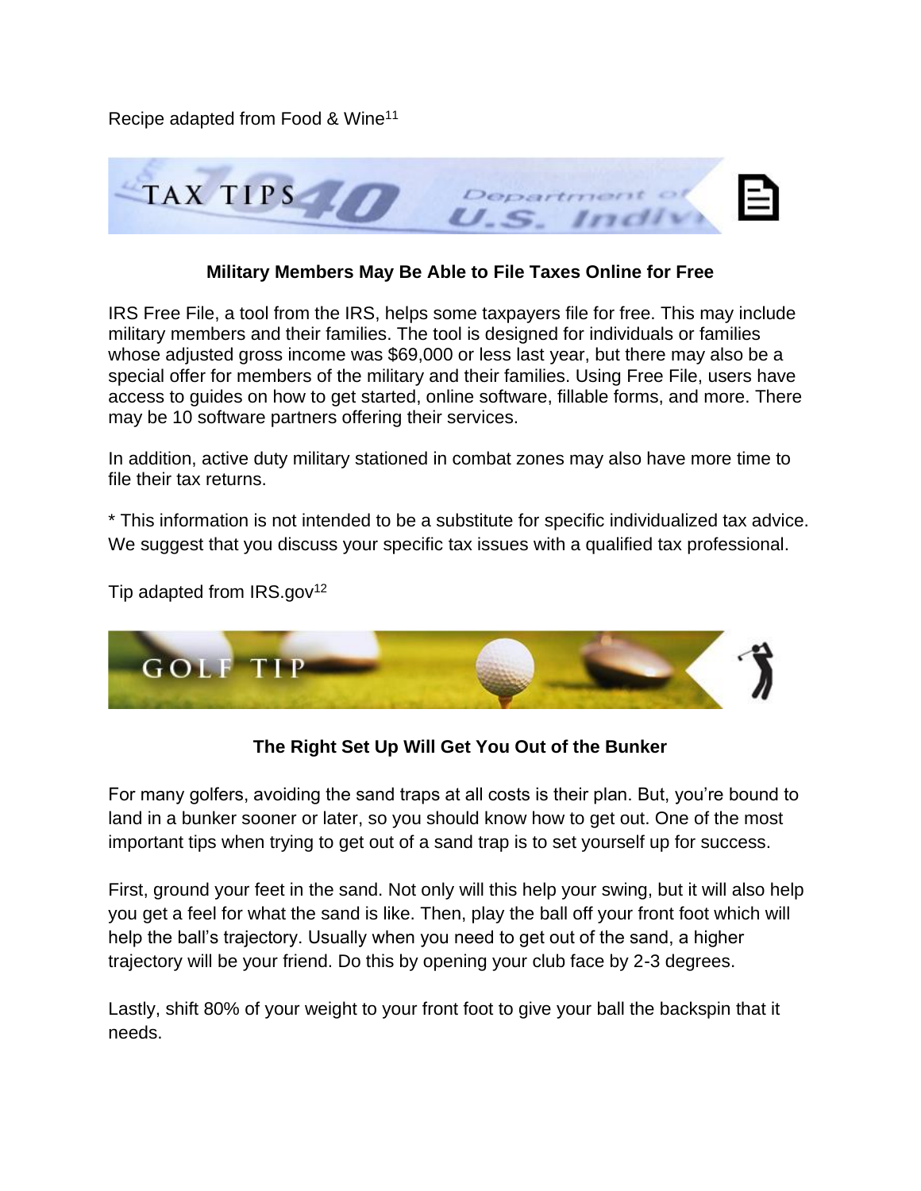Recipe adapted from Food & Wine[11]

TAX TIPS

### Military Members May Be Able to File Taxes Online for Free

IRS Free File, a tool from the IRS, helps some taxpayers file for free. This may include military members and their families. The tool is designed for individuals or families whose adjusted gross income was $69,000 or less last year, but there may also be a special offer for members of the military and their families. Using Free File, users have access to guides on how to get started, online software, fillable forms, and more. There may be 10 software partners offering their services.

In addition, active duty military stationed in combat zones may also have more time to file their tax returns.

* This information is not intended to be a substitute for specific individualized tax advice. We suggest that you discuss your specific tax issues with a qualified tax professional.

Tip adapted from IRS.gov[12]

GOLF TIP

### The Right Set Up Will Get You Out of the Bunker

For many golfers, avoiding the sand traps at all costs is their plan. But, you're bound to land in a bunker sooner or later, so you should know how to get out. One of the most important tips when trying to get out of a sand trap is to set yourself up for success.

First, ground your feet in the sand. Not only will this help your swing, but it will also help you get a feel for what the sand is like. Then, play the ball off your front foot which will help the ball's trajectory. Usually when you need to get out of the sand, a higher trajectory will be your friend. Do this by opening your club face by 2-3 degrees.

Lastly, shift 80% of your weight to your front foot to give your ball the backspin that it needs.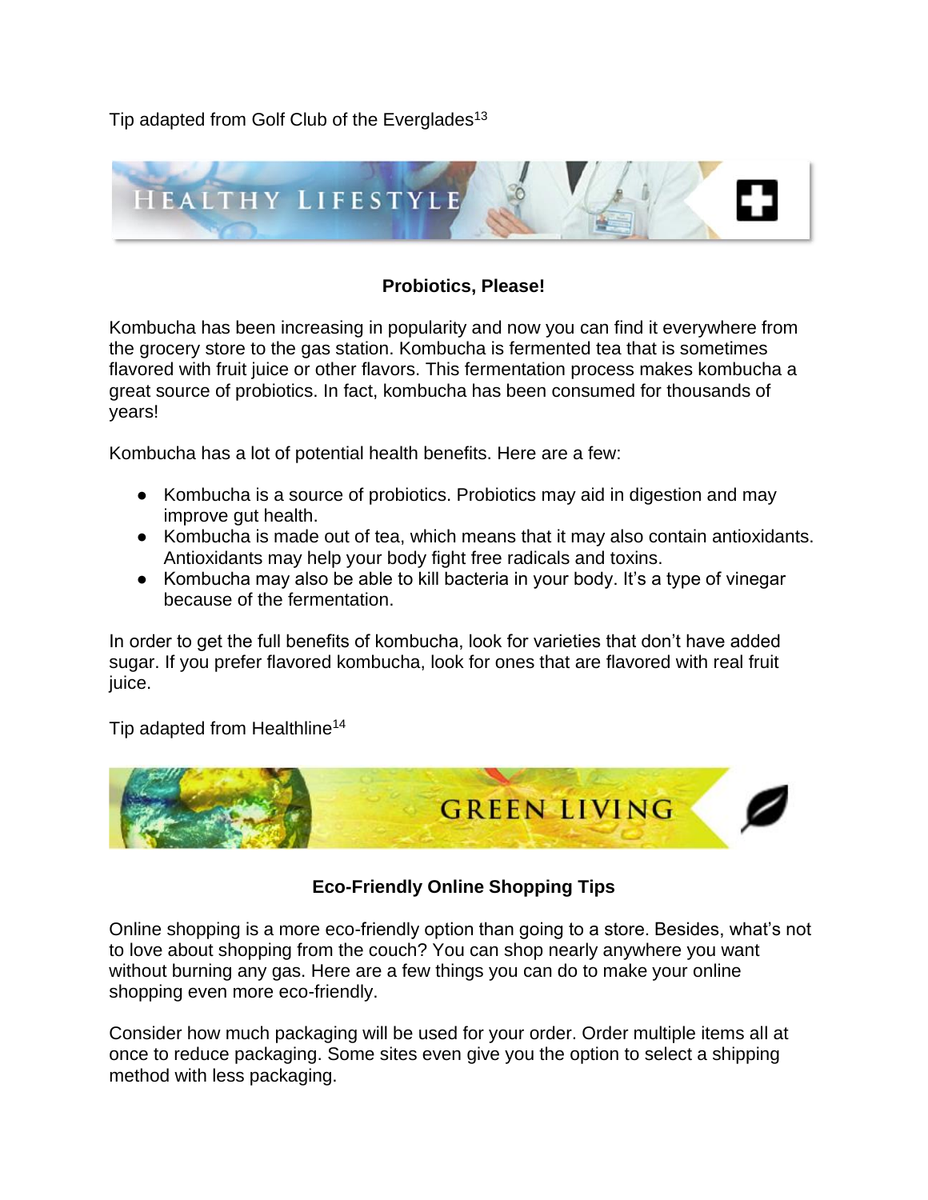Tip adapted from Golf Club of the Everglades[13]

## HEALTHY LIFESTYLE

### Probiotics, Please!

Kombucha has been increasing in popularity and now you can find it everywhere from the grocery store to the gas station. Kombucha is fermented tea that is sometimes flavored with fruit juice or other flavors. This fermentation process makes kombucha a great source of probiotics. In fact, kombucha has been consumed for thousands of years!

Kombucha has a lot of potential health benefits. Here are a few:

- Kombucha is a source of probiotics. Probiotics may aid in digestion and may improve gut health.
- Kombucha is made out of tea, which means that it may also contain antioxidants. Antioxidants may help your body fight free radicals and toxins.
- Kombucha may also be able to kill bacteria in your body. It's a type of vinegar because of the fermentation.

In order to get the full benefits of kombucha, look for varieties that don't have added sugar. If you prefer flavored kombucha, look for ones that are flavored with real fruit juice.

Tip adapted from Healthline[14]

## GREEN LIVING

### Eco-Friendly Online Shopping Tips

Online shopping is a more eco-friendly option than going to a store. Besides, what's not to love about shopping from the couch? You can shop nearly anywhere you want without burning any gas. Here are a few things you can do to make your online shopping even more eco-friendly.

Consider how much packaging will be used for your order. Order multiple items all at once to reduce packaging. Some sites even give you the option to select a shipping method with less packaging.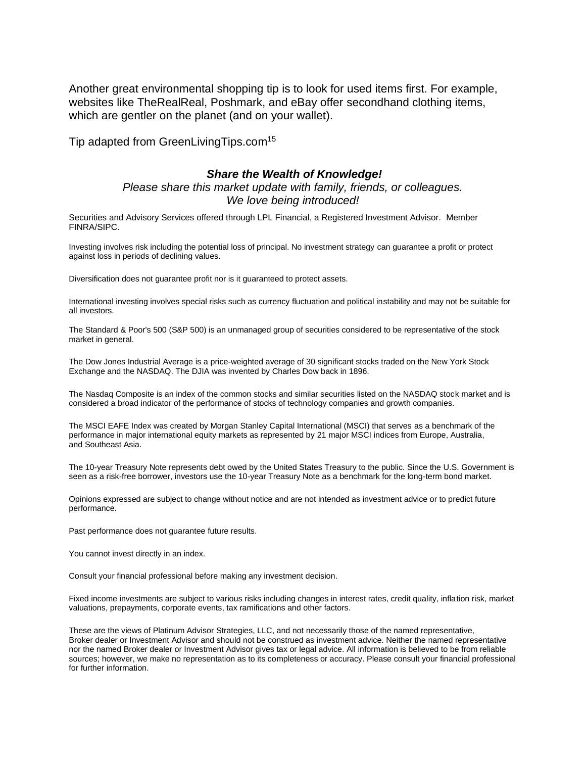Another great environmental shopping tip is to look for used items first. For example, websites like TheRealReal, Poshmark, and eBay offer secondhand clothing items, which are gentler on the planet (and on your wallet).

Tip adapted from GreenLivingTips.com[15]

***Share the Wealth of Knowledge!***

*Please share this market update with family, friends, or colleagues.*
*We love being introduced!*

Securities and Advisory Services offered through LPL Financial, a Registered Investment Advisor. Member FINRA/SIPC.

Investing involves risk including the potential loss of principal. No investment strategy can guarantee a profit or protect against loss in periods of declining values.

Diversification does not guarantee profit nor is it guaranteed to protect assets.

International investing involves special risks such as currency fluctuation and political instability and may not be suitable for all investors.

The Standard & Poor's 500 (S&P 500) is an unmanaged group of securities considered to be representative of the stock market in general.

The Dow Jones Industrial Average is a price-weighted average of 30 significant stocks traded on the New York Stock Exchange and the NASDAQ. The DJIA was invented by Charles Dow back in 1896.

The Nasdaq Composite is an index of the common stocks and similar securities listed on the NASDAQ stock market and is considered a broad indicator of the performance of stocks of technology companies and growth companies.

The MSCI EAFE Index was created by Morgan Stanley Capital International (MSCI) that serves as a benchmark of the performance in major international equity markets as represented by 21 major MSCI indices from Europe, Australia, and Southeast Asia.

The 10-year Treasury Note represents debt owed by the United States Treasury to the public. Since the U.S. Government is seen as a risk-free borrower, investors use the 10-year Treasury Note as a benchmark for the long-term bond market.

Opinions expressed are subject to change without notice and are not intended as investment advice or to predict future performance.

Past performance does not guarantee future results.

You cannot invest directly in an index.

Consult your financial professional before making any investment decision.

Fixed income investments are subject to various risks including changes in interest rates, credit quality, inflation risk, market valuations, prepayments, corporate events, tax ramifications and other factors.

These are the views of Platinum Advisor Strategies, LLC, and not necessarily those of the named representative, Broker dealer or Investment Advisor and should not be construed as investment advice. Neither the named representative nor the named Broker dealer or Investment Advisor gives tax or legal advice. All information is believed to be from reliable sources; however, we make no representation as to its completeness or accuracy. Please consult your financial professional for further information.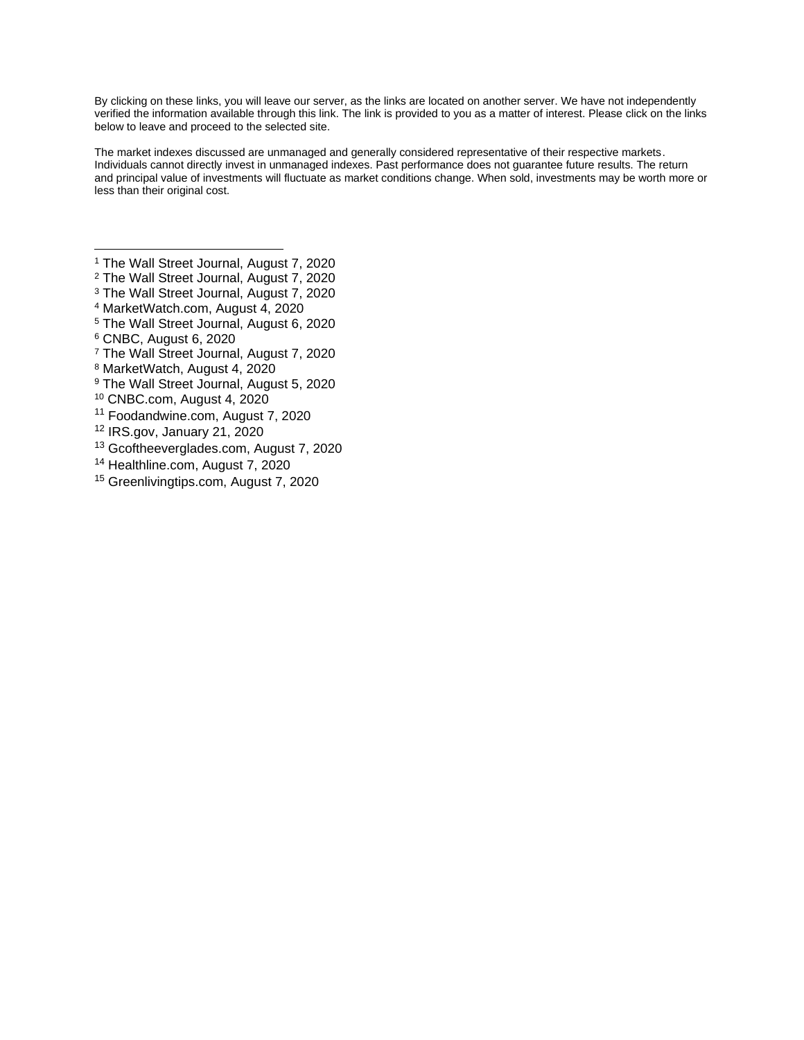By clicking on these links, you will leave our server, as the links are located on another server. We have not independently verified the information available through this link. The link is provided to you as a matter of interest. Please click on the links below to leave and proceed to the selected site.

The market indexes discussed are unmanaged and generally considered representative of their respective markets. Individuals cannot directly invest in unmanaged indexes. Past performance does not guarantee future results. The return and principal value of investments will fluctuate as market conditions change. When sold, investments may be worth more or less than their original cost.

---

[1] The Wall Street Journal, August 7, 2020
[2] The Wall Street Journal, August 7, 2020
[3] The Wall Street Journal, August 7, 2020
[4] MarketWatch.com, August 4, 2020
[5] The Wall Street Journal, August 6, 2020
[6] CNBC, August 6, 2020
[7] The Wall Street Journal, August 7, 2020
[8] MarketWatch, August 4, 2020
[9] The Wall Street Journal, August 5, 2020
[10] CNBC.com, August 4, 2020
[11] Foodandwine.com, August 7, 2020
[12] IRS.gov, January 21, 2020
[13] Gcoftheeverglades.com, August 7, 2020
[14] Healthline.com, August 7, 2020
[15] Greenlivingtips.com, August 7, 2020